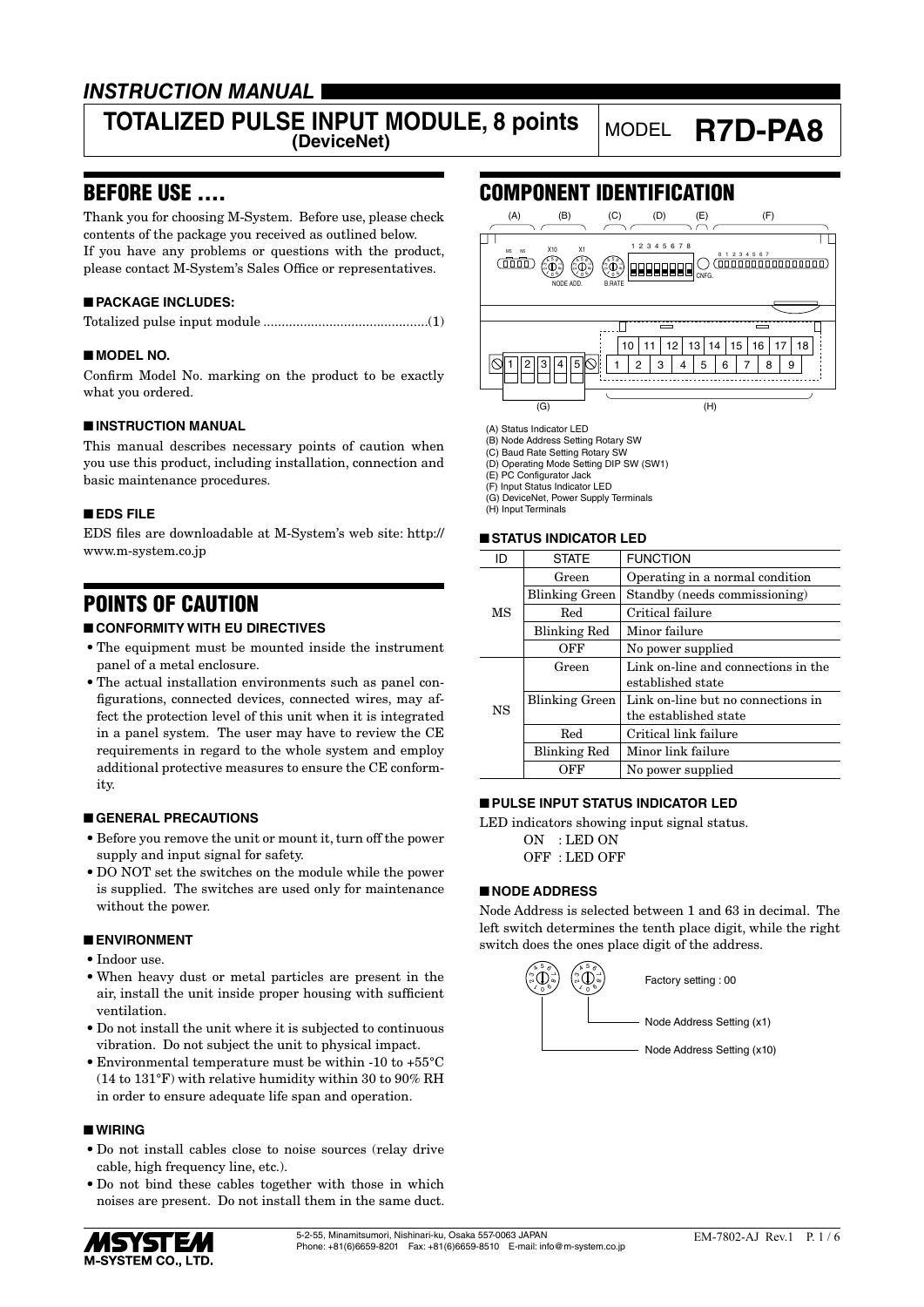# INSTRUCTION MANUAL

## TOTALIZED PULSE INPUT MODULE, 8 points (DeviceNet)

MODEL **R7D-PA8**

## BEFORE USE ....

Thank you for choosing M-System. Before use, please check contents of the package you received as outlined below.
If you have any problems or questions with the product, please contact M-System's Sales Office or representatives.

### ■ PACKAGE INCLUDES:

Totalized pulse input module .............................................(1)

### ■ MODEL NO.

Confirm Model No. marking on the product to be exactly what you ordered.

### ■ INSTRUCTION MANUAL

This manual describes necessary points of caution when you use this product, including installation, connection and basic maintenance procedures.

### ■ EDS FILE

EDS files are downloadable at M-System's web site: http://www.m-system.co.jp

## POINTS OF CAUTION

### ■ CONFORMITY WITH EU DIRECTIVES

- The equipment must be mounted inside the instrument panel of a metal enclosure.
- The actual installation environments such as panel configurations, connected devices, connected wires, may affect the protection level of this unit when it is integrated in a panel system. The user may have to review the CE requirements in regard to the whole system and employ additional protective measures to ensure the CE conformity.

### ■ GENERAL PRECAUTIONS

- Before you remove the unit or mount it, turn off the power supply and input signal for safety.
- DO NOT set the switches on the module while the power is supplied. The switches are used only for maintenance without the power.

### ■ ENVIRONMENT

- Indoor use.
- When heavy dust or metal particles are present in the air, install the unit inside proper housing with sufficient ventilation.
- Do not install the unit where it is subjected to continuous vibration. Do not subject the unit to physical impact.
- Environmental temperature must be within -10 to +55°C (14 to 131°F) with relative humidity within 30 to 90% RH in order to ensure adequate life span and operation.

### ■ WIRING

- Do not install cables close to noise sources (relay drive cable, high frequency line, etc.).
- Do not bind these cables together with those in which noises are present. Do not install them in the same duct.

## COMPONENT IDENTIFICATION

(A) Status Indicator LED
(B) Node Address Setting Rotary SW
(C) Baud Rate Setting Rotary SW
(D) Operating Mode Setting DIP SW (SW1)
(E) PC Configurator Jack
(F) Input Status Indicator LED
(G) DeviceNet, Power Supply Terminals
(H) Input Terminals

### ■ STATUS INDICATOR LED

| ID | STATE | FUNCTION |
|---|---|---|
| MS | Green | Operating in a normal condition |
| | Blinking Green | Standby (needs commissioning) |
| | Red | Critical failure |
| | Blinking Red | Minor failure |
| | OFF | No power supplied |
| NS | Green | Link on-line and connections in the established state |
| | Blinking Green | Link on-line but no connections in the established state |
| | Red | Critical link failure |
| | Blinking Red | Minor link failure |
| | OFF | No power supplied |

### ■ PULSE INPUT STATUS INDICATOR LED

LED indicators showing input signal status.

ON : LED ON
OFF : LED OFF

### ■ NODE ADDRESS

Node Address is selected between 1 and 63 in decimal. The left switch determines the tenth place digit, while the right switch does the ones place digit of the address.

Factory setting : 00

Node Address Setting (x1)

Node Address Setting (x10)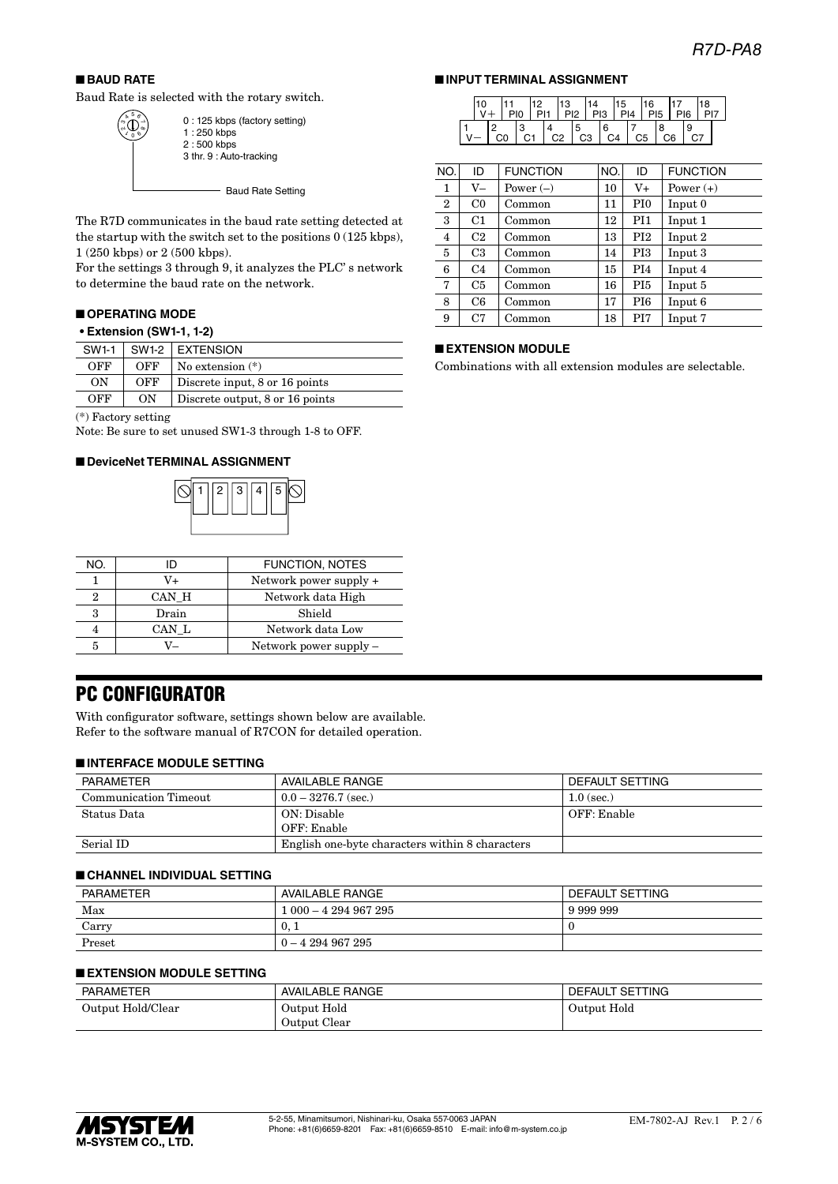## ■ BAUD RATE

Baud Rate is selected with the rotary switch.

0 : 125 kbps (factory setting)
1 : 250 kbps
2 : 500 kbps
3 thr. 9 : Auto-tracking

Baud Rate Setting

The R7D communicates in the baud rate setting detected at the startup with the switch set to the positions 0 (125 kbps), 1 (250 kbps) or 2 (500 kbps).

For the settings 3 through 9, it analyzes the PLC' s network to determine the baud rate on the network.

## ■ OPERATING MODE

**• Extension (SW1-1, 1-2)**

| SW1-1 | SW1-2 | EXTENSION |
|---|---|---|
| OFF | OFF | No extension (*) |
| ON | OFF | Discrete input, 8 or 16 points |
| OFF | ON | Discrete output, 8 or 16 points |

(*) Factory setting

Note: Be sure to set unused SW1-3 through 1-8 to OFF.

## ■ DeviceNet TERMINAL ASSIGNMENT

| NO. | ID | FUNCTION, NOTES |
|---|---|---|
| 1 | V+ | Network power supply + |
| 2 | CAN_H | Network data High |
| 3 | Drain | Shield |
| 4 | CAN_L | Network data Low |
| 5 | V– | Network power supply – |

## ■ INPUT TERMINAL ASSIGNMENT

| NO. | ID | FUNCTION | NO. | ID | FUNCTION |
|---|---|---|---|---|---|
| 1 | V– | Power (–) | 10 | V+ | Power (+) |
| 2 | C0 | Common | 11 | PI0 | Input 0 |
| 3 | C1 | Common | 12 | PI1 | Input 1 |
| 4 | C2 | Common | 13 | PI2 | Input 2 |
| 5 | C3 | Common | 14 | PI3 | Input 3 |
| 6 | C4 | Common | 15 | PI4 | Input 4 |
| 7 | C5 | Common | 16 | PI5 | Input 5 |
| 8 | C6 | Common | 17 | PI6 | Input 6 |
| 9 | C7 | Common | 18 | PI7 | Input 7 |

## ■ EXTENSION MODULE

Combinations with all extension modules are selectable.

# PC CONFIGURATOR

With configurator software, settings shown below are available.
Refer to the software manual of R7CON for detailed operation.

## ■ INTERFACE MODULE SETTING

| PARAMETER | AVAILABLE RANGE | DEFAULT SETTING |
|---|---|---|
| Communication Timeout | 0.0 – 3276.7 (sec.) | 1.0 (sec.) |
| Status Data | ON: Disable<br>OFF: Enable | OFF: Enable |
| Serial ID | English one-byte characters within 8 characters | |

## ■ CHANNEL INDIVIDUAL SETTING

| PARAMETER | AVAILABLE RANGE | DEFAULT SETTING |
|---|---|---|
| Max | 1 000 – 4 294 967 295 | 9 999 999 |
| Carry | 0, 1 | 0 |
| Preset | 0 – 4 294 967 295 | |

## ■ EXTENSION MODULE SETTING

| PARAMETER | AVAILABLE RANGE | DEFAULT SETTING |
|---|---|---|
| Output Hold/Clear | Output Hold<br>Output Clear | Output Hold |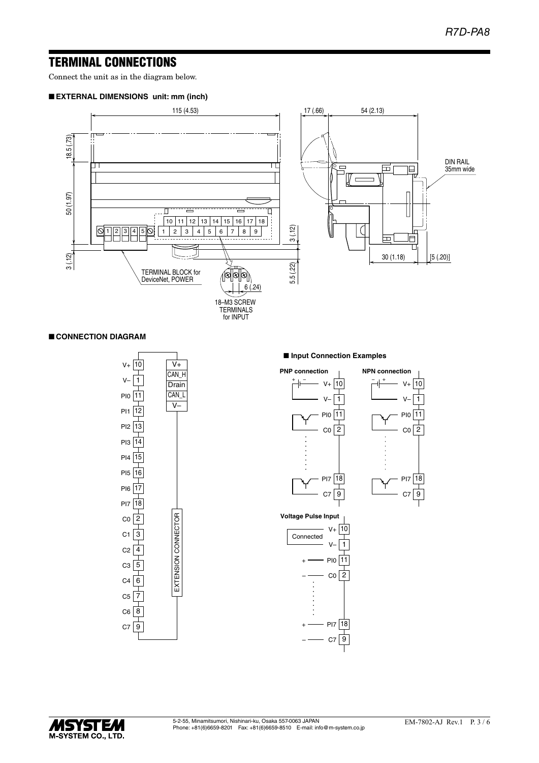## TERMINAL CONNECTIONS

Connect the unit as in the diagram below.

### ■ EXTERNAL DIMENSIONS unit: mm (inch)

115 (4.53)

17 (.66) 54 (2.13)

18.5 (.73)

50 (1.97)

3 (.12)

DIN RAIL
35mm wide

10 11 12 13 14 15 16 17 18

1 2 3 4 5

1 2 3 4 5 6 7 8 9

3 (.12)

30 (1.18) [5 (.20)]

5.5 (.22)

TERMINAL BLOCK for DeviceNet, POWER

6 (.24)

18–M3 SCREW TERMINALS for INPUT

### ■ CONNECTION DIAGRAM

V+ 10
V– 1
PI0 11
PI1 12
PI2 13
PI3 14
PI4 15
PI5 16
PI6 17
PI7 18
C0 2
C1 3
C2 4
C3 5
C4 6
C5 7
C6 8
C7 9

V+
CAN_H
Drain
CAN_L
V–

EXTENSION CONNECTOR

#### ■ Input Connection Examples

**PNP connection**

V+ 10
V– 1
PI0 11
C0 2
PI7 18
C7 9

**NPN connection**

V+ 10
V– 1
PI0 11
C0 2
PI7 18
C7 9

**Voltage Pulse Input**

Connected

V+ 10
V– 1
+ PI0 11
– C0 2
+ PI7 18
– C7 9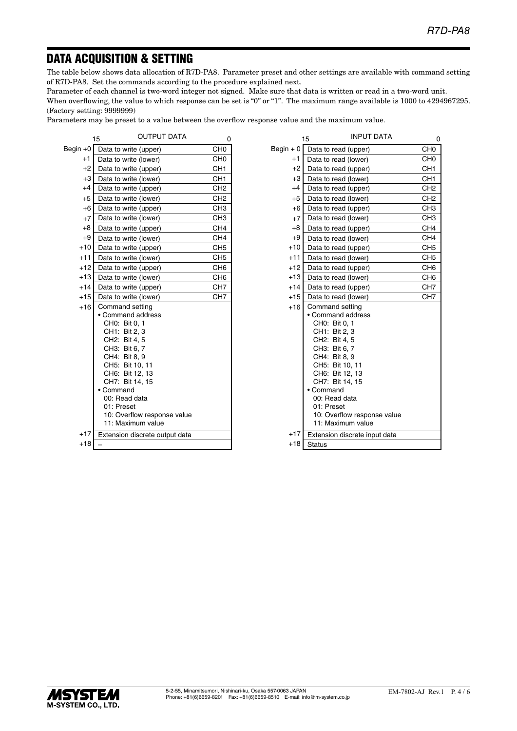## DATA ACQUISITION & SETTING

The table below shows data allocation of R7D-PA8. Parameter preset and other settings are available with command setting of R7D-PA8. Set the commands according to the procedure explained next.

Parameter of each channel is two-word integer not signed. Make sure that data is written or read in a two-word unit.

When overflowing, the value to which response can be set is "0" or "1". The maximum range available is 1000 to 4294967295. (Factory setting: 9999999)

Parameters may be preset to a value between the overflow response value and the maximum value.

**OUTPUT DATA** (bit 15 … 0)

| | Data | |
|---|---|---|
| Begin +0 | Data to write (upper) | CH0 |
| +1 | Data to write (lower) | CH0 |
| +2 | Data to write (upper) | CH1 |
| +3 | Data to write (lower) | CH1 |
| +4 | Data to write (upper) | CH2 |
| +5 | Data to write (lower) | CH2 |
| +6 | Data to write (upper) | CH3 |
| +7 | Data to write (lower) | CH3 |
| +8 | Data to write (upper) | CH4 |
| +9 | Data to write (lower) | CH4 |
| +10 | Data to write (upper) | CH5 |
| +11 | Data to write (lower) | CH5 |
| +12 | Data to write (upper) | CH6 |
| +13 | Data to write (lower) | CH6 |
| +14 | Data to write (upper) | CH7 |
| +15 | Data to write (lower) | CH7 |
| +16 | Command setting<br>• Command address<br>CH0: Bit 0, 1<br>CH1: Bit 2, 3<br>CH2: Bit 4, 5<br>CH3: Bit 6, 7<br>CH4: Bit 8, 9<br>CH5: Bit 10, 11<br>CH6: Bit 12, 13<br>CH7: Bit 14, 15<br>• Command<br>00: Read data<br>01: Preset<br>10: Overflow response value<br>11: Maximum value | |
| +17 | Extension discrete output data | |
| +18 | – | |

**INPUT DATA** (bit 15 … 0)

| | Data | |
|---|---|---|
| Begin + 0 | Data to read (upper) | CH0 |
| +1 | Data to read (lower) | CH0 |
| +2 | Data to read (upper) | CH1 |
| +3 | Data to read (lower) | CH1 |
| +4 | Data to read (upper) | CH2 |
| +5 | Data to read (lower) | CH2 |
| +6 | Data to read (upper) | CH3 |
| +7 | Data to read (lower) | CH3 |
| +8 | Data to read (upper) | CH4 |
| +9 | Data to read (lower) | CH4 |
| +10 | Data to read (upper) | CH5 |
| +11 | Data to read (lower) | CH5 |
| +12 | Data to read (upper) | CH6 |
| +13 | Data to read (lower) | CH6 |
| +14 | Data to read (upper) | CH7 |
| +15 | Data to read (lower) | CH7 |
| +16 | Command setting<br>• Command address<br>CH0: Bit 0, 1<br>CH1: Bit 2, 3<br>CH2: Bit 4, 5<br>CH3: Bit 6, 7<br>CH4: Bit 8, 9<br>CH5: Bit 10, 11<br>CH6: Bit 12, 13<br>CH7: Bit 14, 15<br>• Command<br>00: Read data<br>01: Preset<br>10: Overflow response value<br>11: Maximum value | |
| +17 | Extension discrete input data | |
| +18 | Status | |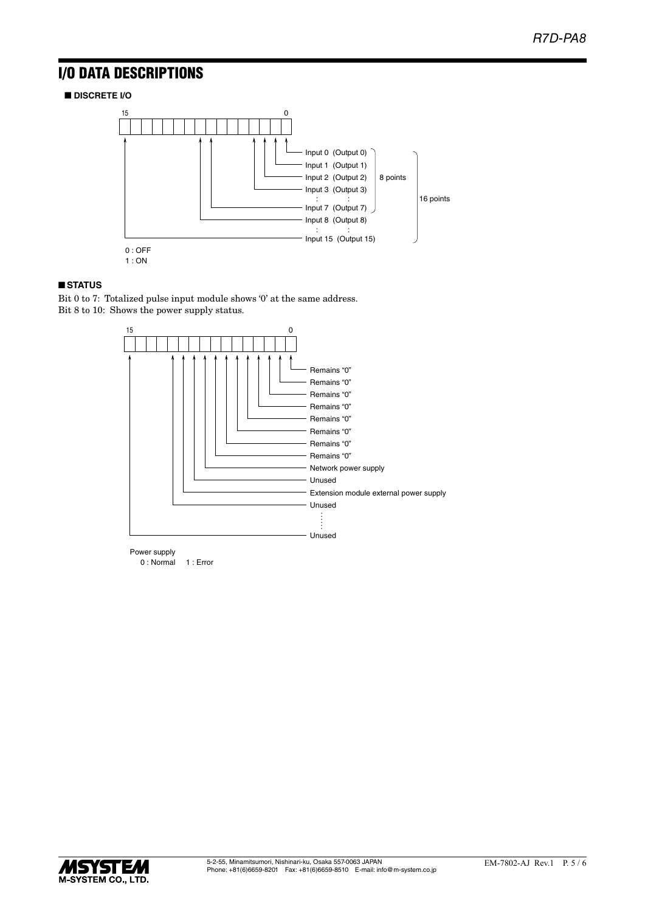# I/O DATA DESCRIPTIONS

■ **DISCRETE I/O**

15 0

- Input 0 (Output 0)
- Input 1 (Output 1)
- Input 2 (Output 2)
- Input 3 (Output 3)
- : :
- Input 7 (Output 7)
- Input 8 (Output 8)
- : :
- Input 15 (Output 15)

Inputs 0 to 7: 8 points; Inputs 0 to 15: 16 points

0 : OFF
1 : ON

■ **STATUS**

Bit 0 to 7: Totalized pulse input module shows '0' at the same address.
Bit 8 to 10: Shows the power supply status.

15 0

- Bit 0: Remains "0"
- Bit 1: Remains "0"
- Bit 2: Remains "0"
- Bit 3: Remains "0"
- Bit 4: Remains "0"
- Bit 5: Remains "0"
- Bit 6: Remains "0"
- Bit 7: Remains "0"
- Bit 8: Network power supply
- Bit 9: Unused
- Bit 10: Extension module external power supply
- Bit 11: Unused
- ⋮
- Bit 15: Unused

Power supply
0 : Normal 1 : Error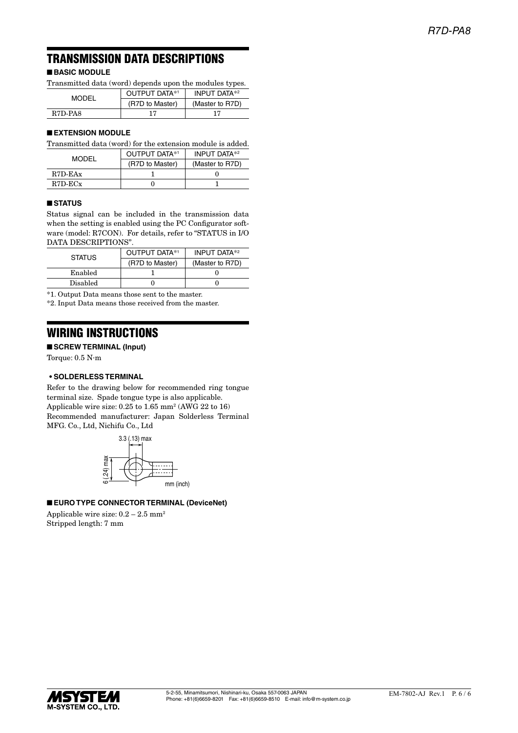## TRANSMISSION DATA DESCRIPTIONS

### ■ BASIC MODULE

Transmitted data (word) depends upon the modules types.

| MODEL | OUTPUT DATA*1 (R7D to Master) | INPUT DATA*2 (Master to R7D) |
|---|---|---|
| R7D-PA8 | 17 | 17 |

### ■ EXTENSION MODULE

Transmitted data (word) for the extension module is added.

| MODEL | OUTPUT DATA*1 (R7D to Master) | INPUT DATA*2 (Master to R7D) |
|---|---|---|
| R7D-EAx | 1 | 0 |
| R7D-ECx | 0 | 1 |

### ■ STATUS

Status signal can be included in the transmission data when the setting is enabled using the PC Configurator software (model: R7CON). For details, refer to "STATUS in I/O DATA DESCRIPTIONS".

| STATUS | OUTPUT DATA*1 (R7D to Master) | INPUT DATA*2 (Master to R7D) |
|---|---|---|
| Enabled | 1 | 0 |
| Disabled | 0 | 0 |

*1. Output Data means those sent to the master.

*2. Input Data means those received from the master.

## WIRING INSTRUCTIONS

### ■ SCREW TERMINAL (Input)

Torque: 0.5 N·m

#### • SOLDERLESS TERMINAL

Refer to the drawing below for recommended ring tongue terminal size. Spade tongue type is also applicable.
Applicable wire size: 0.25 to 1.65 mm² (AWG 22 to 16)
Recommended manufacturer: Japan Solderless Terminal MFG. Co., Ltd, Nichifu Co., Ltd

3.3 (.13) max

6 (.24) max

mm (inch)

### ■ EURO TYPE CONNECTOR TERMINAL (DeviceNet)

Applicable wire size: 0.2 – 2.5 mm²
Stripped length: 7 mm